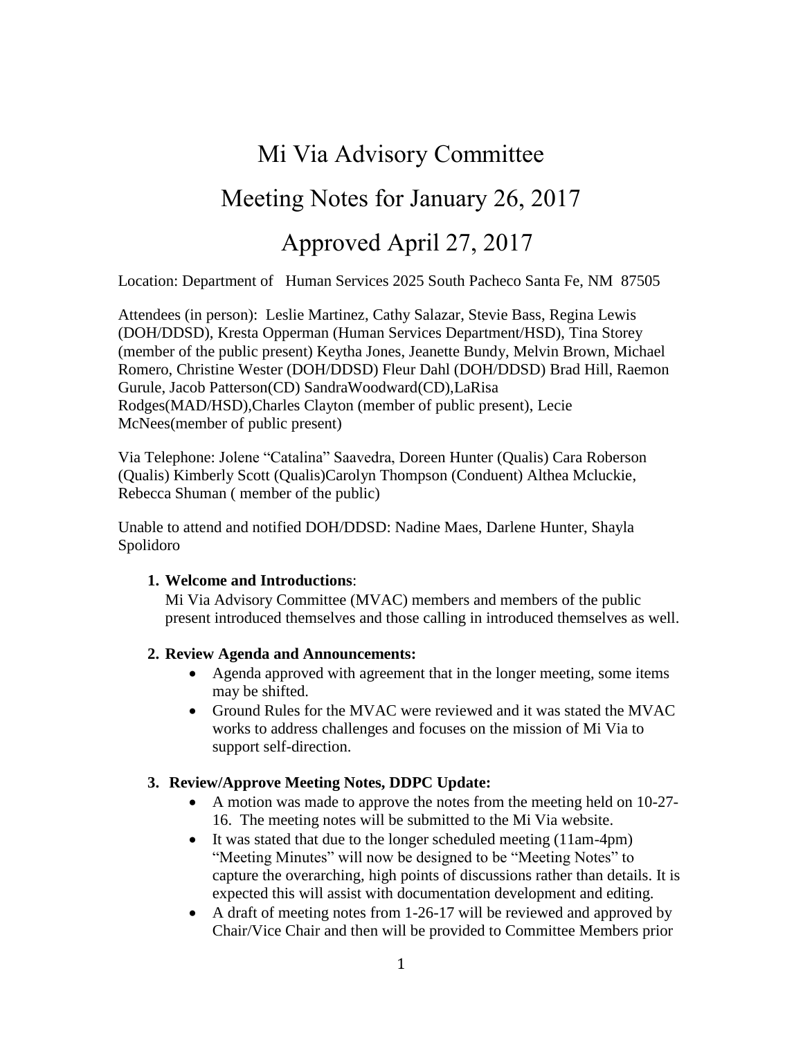# Mi Via Advisory Committee

## Meeting Notes for January 26, 2017

## Approved April 27, 2017

Location: Department of Human Services 2025 South Pacheco Santa Fe, NM 87505

Attendees (in person): Leslie Martinez, Cathy Salazar, Stevie Bass, Regina Lewis (DOH/DDSD), Kresta Opperman (Human Services Department/HSD), Tina Storey (member of the public present) Keytha Jones, Jeanette Bundy, Melvin Brown, Michael Romero, Christine Wester (DOH/DDSD) Fleur Dahl (DOH/DDSD) Brad Hill, Raemon Gurule, Jacob Patterson(CD) SandraWoodward(CD),LaRisa Rodges(MAD/HSD),Charles Clayton (member of public present), Lecie McNees(member of public present)

Via Telephone: Jolene "Catalina" Saavedra, Doreen Hunter (Qualis) Cara Roberson (Qualis) Kimberly Scott (Qualis)Carolyn Thompson (Conduent) Althea Mcluckie, Rebecca Shuman ( member of the public)

Unable to attend and notified DOH/DDSD: Nadine Maes, Darlene Hunter, Shayla Spolidoro

1. **Welcome and Introductions**:
   Mi Via Advisory Committee (MVAC) members and members of the public present introduced themselves and those calling in introduced themselves as well.

2. **Review Agenda and Announcements:**
   - Agenda approved with agreement that in the longer meeting, some items may be shifted.
   - Ground Rules for the MVAC were reviewed and it was stated the MVAC works to address challenges and focuses on the mission of Mi Via to support self-direction.

3. **Review/Approve Meeting Notes, DDPC Update:**
   - A motion was made to approve the notes from the meeting held on 10-27-16. The meeting notes will be submitted to the Mi Via website.
   - It was stated that due to the longer scheduled meeting (11am-4pm) "Meeting Minutes" will now be designed to be "Meeting Notes" to capture the overarching, high points of discussions rather than details. It is expected this will assist with documentation development and editing.
   - A draft of meeting notes from 1-26-17 will be reviewed and approved by Chair/Vice Chair and then will be provided to Committee Members prior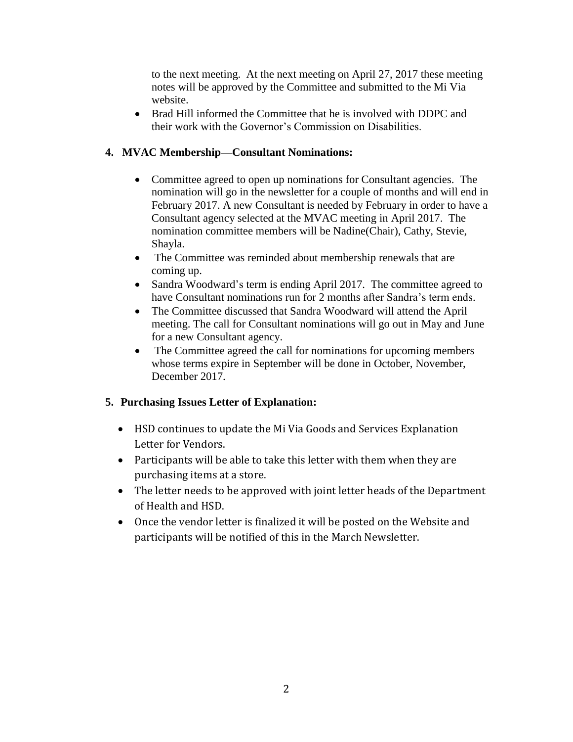to the next meeting. At the next meeting on April 27, 2017 these meeting notes will be approved by the Committee and submitted to the Mi Via website.

- Brad Hill informed the Committee that he is involved with DDPC and their work with the Governor's Commission on Disabilities.

**4. MVAC Membership—Consultant Nominations:**

- Committee agreed to open up nominations for Consultant agencies. The nomination will go in the newsletter for a couple of months and will end in February 2017. A new Consultant is needed by February in order to have a Consultant agency selected at the MVAC meeting in April 2017. The nomination committee members will be Nadine(Chair), Cathy, Stevie, Shayla.
- The Committee was reminded about membership renewals that are coming up.
- Sandra Woodward's term is ending April 2017. The committee agreed to have Consultant nominations run for 2 months after Sandra's term ends.
- The Committee discussed that Sandra Woodward will attend the April meeting. The call for Consultant nominations will go out in May and June for a new Consultant agency.
- The Committee agreed the call for nominations for upcoming members whose terms expire in September will be done in October, November, December 2017.

**5. Purchasing Issues Letter of Explanation:**

- HSD continues to update the Mi Via Goods and Services Explanation Letter for Vendors.
- Participants will be able to take this letter with them when they are purchasing items at a store.
- The letter needs to be approved with joint letter heads of the Department of Health and HSD.
- Once the vendor letter is finalized it will be posted on the Website and participants will be notified of this in the March Newsletter.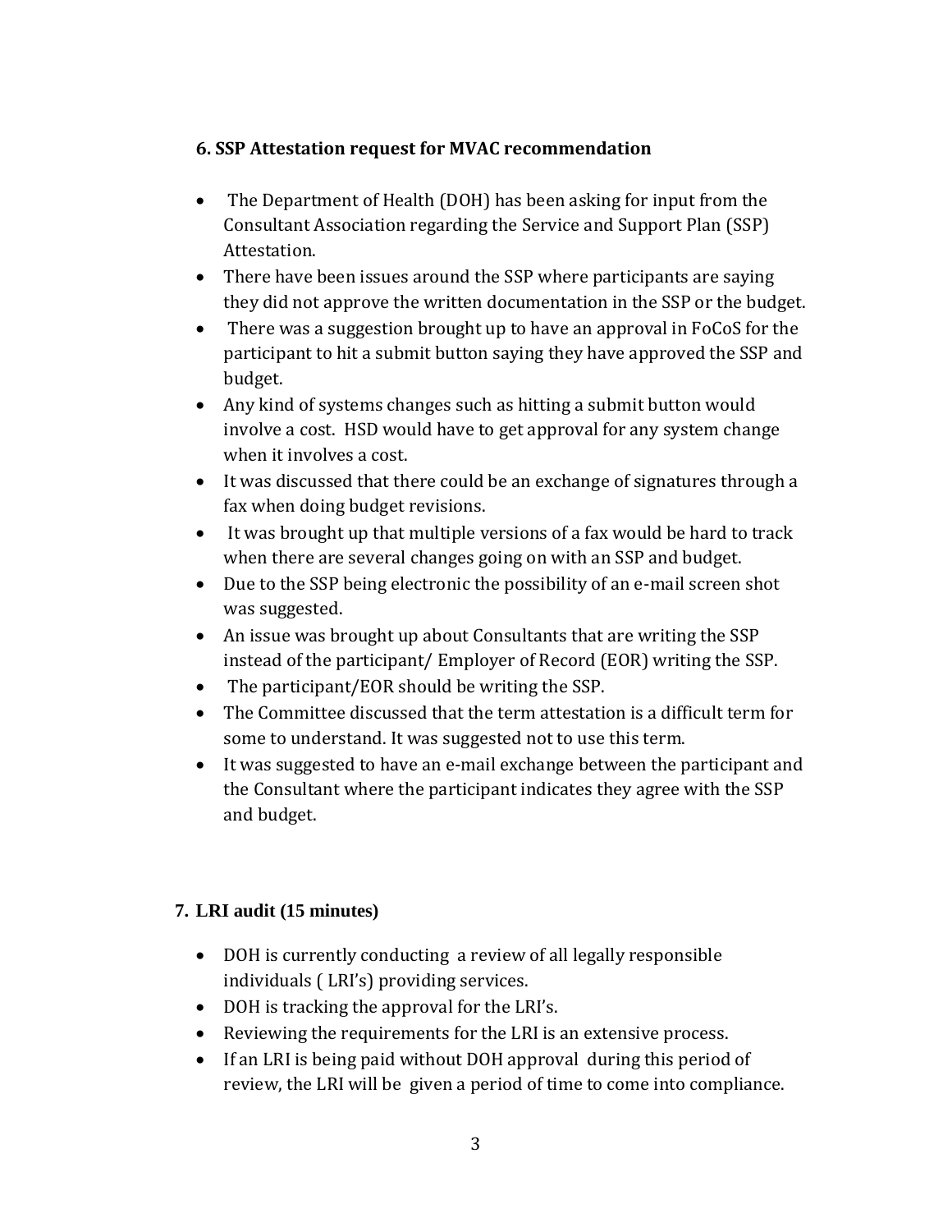### 6. SSP Attestation request for MVAC recommendation

- The Department of Health (DOH) has been asking for input from the Consultant Association regarding the Service and Support Plan (SSP) Attestation.
- There have been issues around the SSP where participants are saying they did not approve the written documentation in the SSP or the budget.
- There was a suggestion brought up to have an approval in FoCoS for the participant to hit a submit button saying they have approved the SSP and budget.
- Any kind of systems changes such as hitting a submit button would involve a cost. HSD would have to get approval for any system change when it involves a cost.
- It was discussed that there could be an exchange of signatures through a fax when doing budget revisions.
- It was brought up that multiple versions of a fax would be hard to track when there are several changes going on with an SSP and budget.
- Due to the SSP being electronic the possibility of an e-mail screen shot was suggested.
- An issue was brought up about Consultants that are writing the SSP instead of the participant/ Employer of Record (EOR) writing the SSP.
- The participant/EOR should be writing the SSP.
- The Committee discussed that the term attestation is a difficult term for some to understand. It was suggested not to use this term.
- It was suggested to have an e-mail exchange between the participant and the Consultant where the participant indicates they agree with the SSP and budget.

### 7. LRI audit (15 minutes)

- DOH is currently conducting a review of all legally responsible individuals ( LRI's) providing services.
- DOH is tracking the approval for the LRI's.
- Reviewing the requirements for the LRI is an extensive process.
- If an LRI is being paid without DOH approval during this period of review, the LRI will be given a period of time to come into compliance.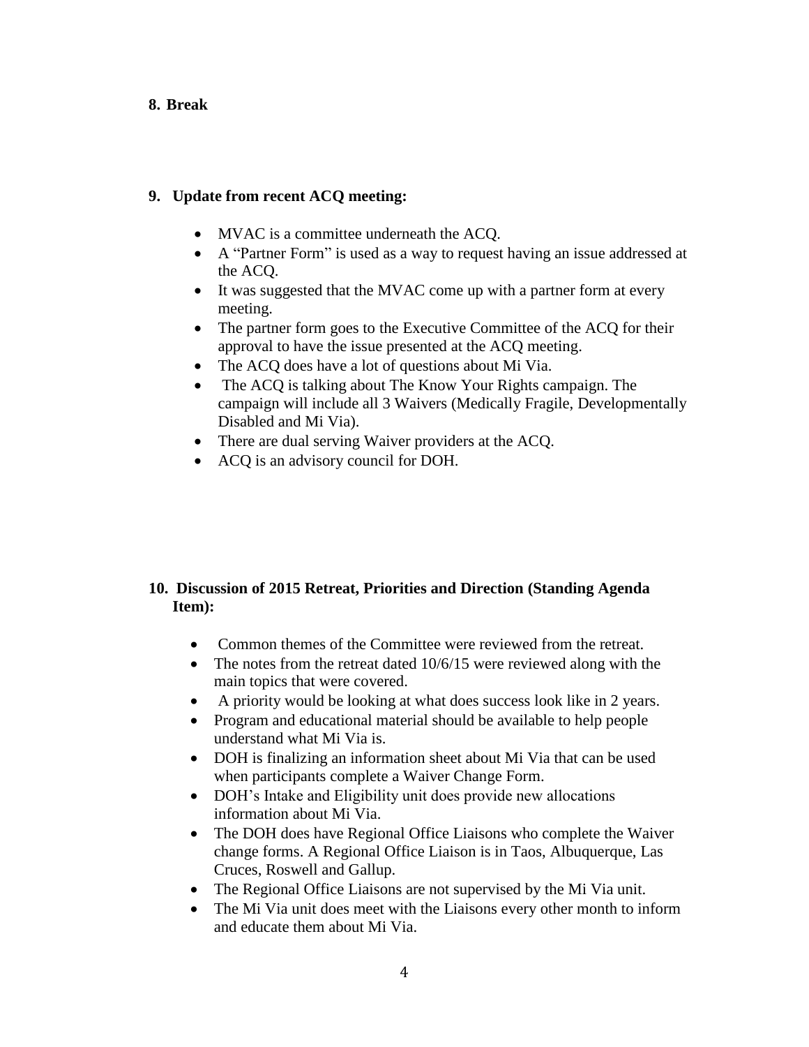**8. Break**

**9. Update from recent ACQ meeting:**

- MVAC is a committee underneath the ACQ.
- A "Partner Form" is used as a way to request having an issue addressed at the ACQ.
- It was suggested that the MVAC come up with a partner form at every meeting.
- The partner form goes to the Executive Committee of the ACQ for their approval to have the issue presented at the ACQ meeting.
- The ACQ does have a lot of questions about Mi Via.
- The ACQ is talking about The Know Your Rights campaign. The campaign will include all 3 Waivers (Medically Fragile, Developmentally Disabled and Mi Via).
- There are dual serving Waiver providers at the ACQ.
- ACQ is an advisory council for DOH.

**10. Discussion of 2015 Retreat, Priorities and Direction (Standing Agenda Item):**

- Common themes of the Committee were reviewed from the retreat.
- The notes from the retreat dated 10/6/15 were reviewed along with the main topics that were covered.
- A priority would be looking at what does success look like in 2 years.
- Program and educational material should be available to help people understand what Mi Via is.
- DOH is finalizing an information sheet about Mi Via that can be used when participants complete a Waiver Change Form.
- DOH's Intake and Eligibility unit does provide new allocations information about Mi Via.
- The DOH does have Regional Office Liaisons who complete the Waiver change forms. A Regional Office Liaison is in Taos, Albuquerque, Las Cruces, Roswell and Gallup.
- The Regional Office Liaisons are not supervised by the Mi Via unit.
- The Mi Via unit does meet with the Liaisons every other month to inform and educate them about Mi Via.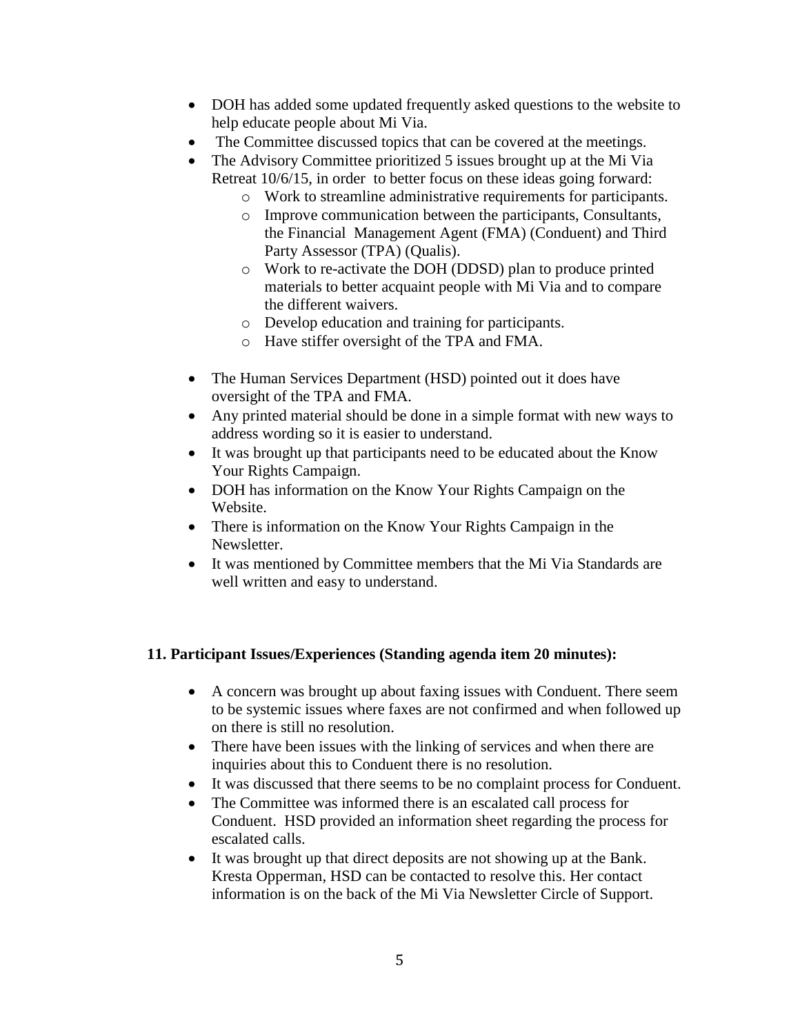- DOH has added some updated frequently asked questions to the website to help educate people about Mi Via.
- The Committee discussed topics that can be covered at the meetings.
- The Advisory Committee prioritized 5 issues brought up at the Mi Via Retreat 10/6/15, in order to better focus on these ideas going forward:
  - Work to streamline administrative requirements for participants.
  - Improve communication between the participants, Consultants, the Financial Management Agent (FMA) (Conduent) and Third Party Assessor (TPA) (Qualis).
  - Work to re-activate the DOH (DDSD) plan to produce printed materials to better acquaint people with Mi Via and to compare the different waivers.
  - Develop education and training for participants.
  - Have stiffer oversight of the TPA and FMA.

- The Human Services Department (HSD) pointed out it does have oversight of the TPA and FMA.
- Any printed material should be done in a simple format with new ways to address wording so it is easier to understand.
- It was brought up that participants need to be educated about the Know Your Rights Campaign.
- DOH has information on the Know Your Rights Campaign on the Website.
- There is information on the Know Your Rights Campaign in the Newsletter.
- It was mentioned by Committee members that the Mi Via Standards are well written and easy to understand.

**11. Participant Issues/Experiences (Standing agenda item 20 minutes):**

- A concern was brought up about faxing issues with Conduent. There seem to be systemic issues where faxes are not confirmed and when followed up on there is still no resolution.
- There have been issues with the linking of services and when there are inquiries about this to Conduent there is no resolution.
- It was discussed that there seems to be no complaint process for Conduent.
- The Committee was informed there is an escalated call process for Conduent. HSD provided an information sheet regarding the process for escalated calls.
- It was brought up that direct deposits are not showing up at the Bank. Kresta Opperman, HSD can be contacted to resolve this. Her contact information is on the back of the Mi Via Newsletter Circle of Support.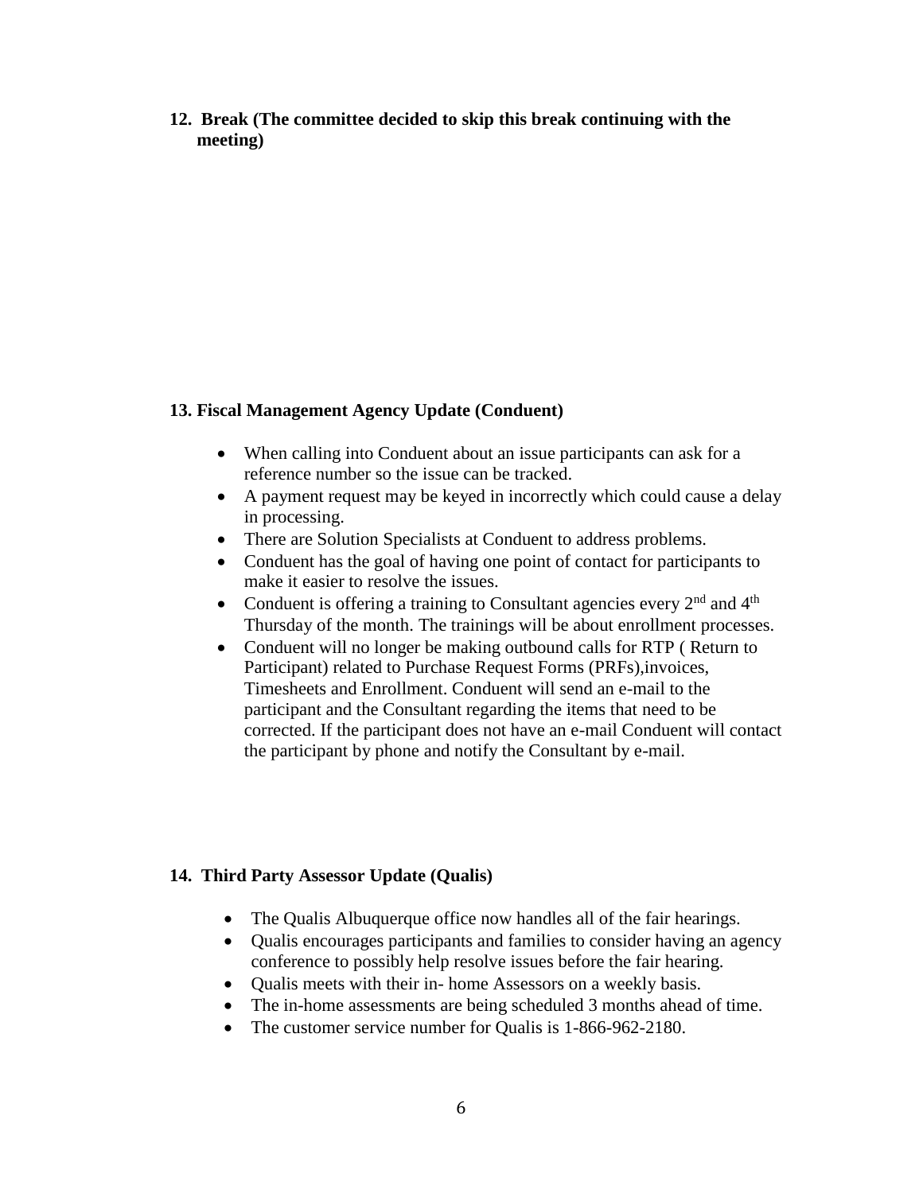**12. Break (The committee decided to skip this break continuing with the meeting)**

**13. Fiscal Management Agency Update (Conduent)**

- When calling into Conduent about an issue participants can ask for a reference number so the issue can be tracked.
- A payment request may be keyed in incorrectly which could cause a delay in processing.
- There are Solution Specialists at Conduent to address problems.
- Conduent has the goal of having one point of contact for participants to make it easier to resolve the issues.
- Conduent is offering a training to Consultant agencies every 2nd and 4th Thursday of the month. The trainings will be about enrollment processes.
- Conduent will no longer be making outbound calls for RTP ( Return to Participant) related to Purchase Request Forms (PRFs),invoices, Timesheets and Enrollment. Conduent will send an e-mail to the participant and the Consultant regarding the items that need to be corrected. If the participant does not have an e-mail Conduent will contact the participant by phone and notify the Consultant by e-mail.

**14. Third Party Assessor Update (Qualis)**

- The Qualis Albuquerque office now handles all of the fair hearings.
- Qualis encourages participants and families to consider having an agency conference to possibly help resolve issues before the fair hearing.
- Qualis meets with their in- home Assessors on a weekly basis.
- The in-home assessments are being scheduled 3 months ahead of time.
- The customer service number for Qualis is 1-866-962-2180.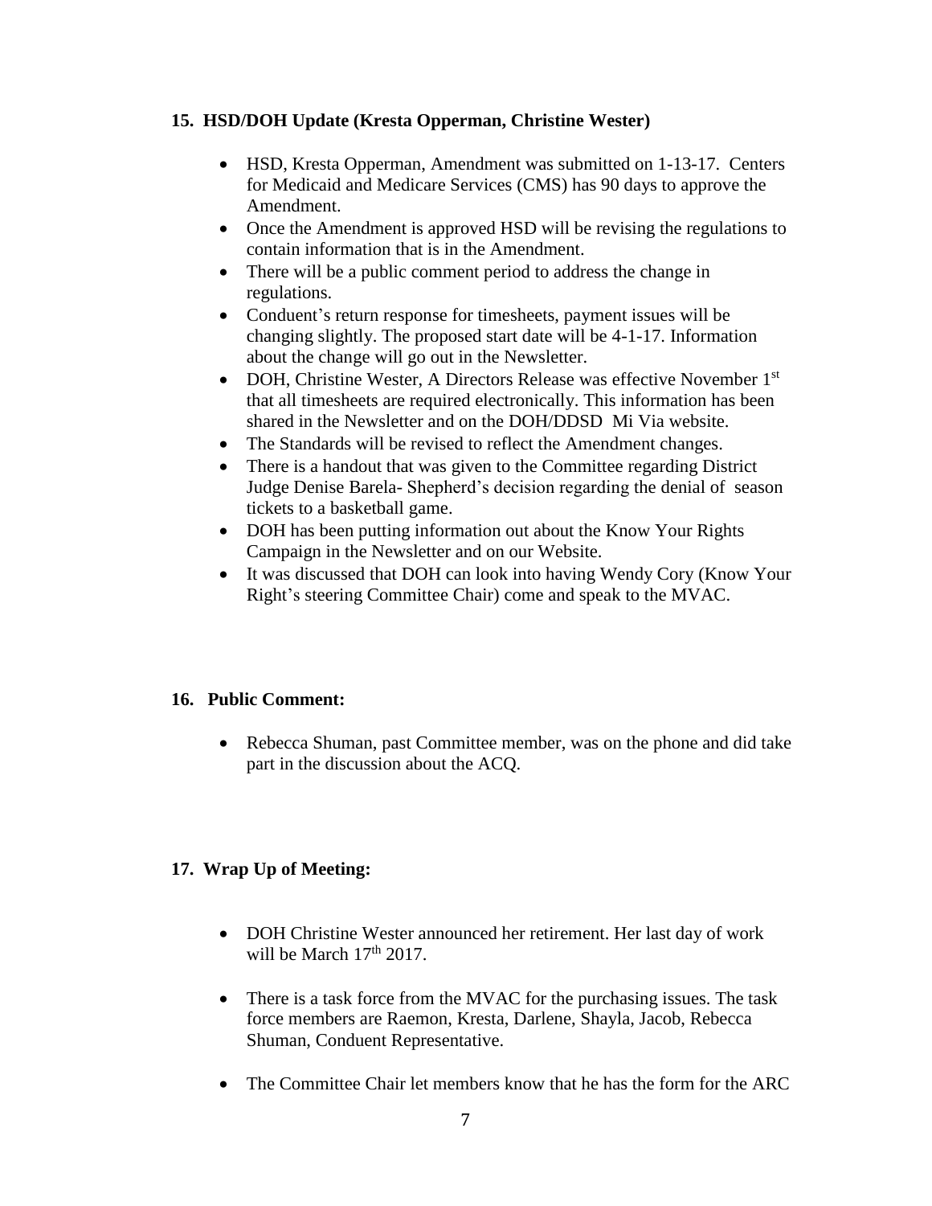## 15. HSD/DOH Update (Kresta Opperman, Christine Wester)

- HSD, Kresta Opperman, Amendment was submitted on 1-13-17. Centers for Medicaid and Medicare Services (CMS) has 90 days to approve the Amendment.
- Once the Amendment is approved HSD will be revising the regulations to contain information that is in the Amendment.
- There will be a public comment period to address the change in regulations.
- Conduent's return response for timesheets, payment issues will be changing slightly. The proposed start date will be 4-1-17. Information about the change will go out in the Newsletter.
- DOH, Christine Wester, A Directors Release was effective November 1st that all timesheets are required electronically. This information has been shared in the Newsletter and on the DOH/DDSD Mi Via website.
- The Standards will be revised to reflect the Amendment changes.
- There is a handout that was given to the Committee regarding District Judge Denise Barela- Shepherd's decision regarding the denial of season tickets to a basketball game.
- DOH has been putting information out about the Know Your Rights Campaign in the Newsletter and on our Website.
- It was discussed that DOH can look into having Wendy Cory (Know Your Right's steering Committee Chair) come and speak to the MVAC.

## 16. Public Comment:

- Rebecca Shuman, past Committee member, was on the phone and did take part in the discussion about the ACQ.

## 17. Wrap Up of Meeting:

- DOH Christine Wester announced her retirement. Her last day of work will be March 17th 2017.
- There is a task force from the MVAC for the purchasing issues. The task force members are Raemon, Kresta, Darlene, Shayla, Jacob, Rebecca Shuman, Conduent Representative.
- The Committee Chair let members know that he has the form for the ARC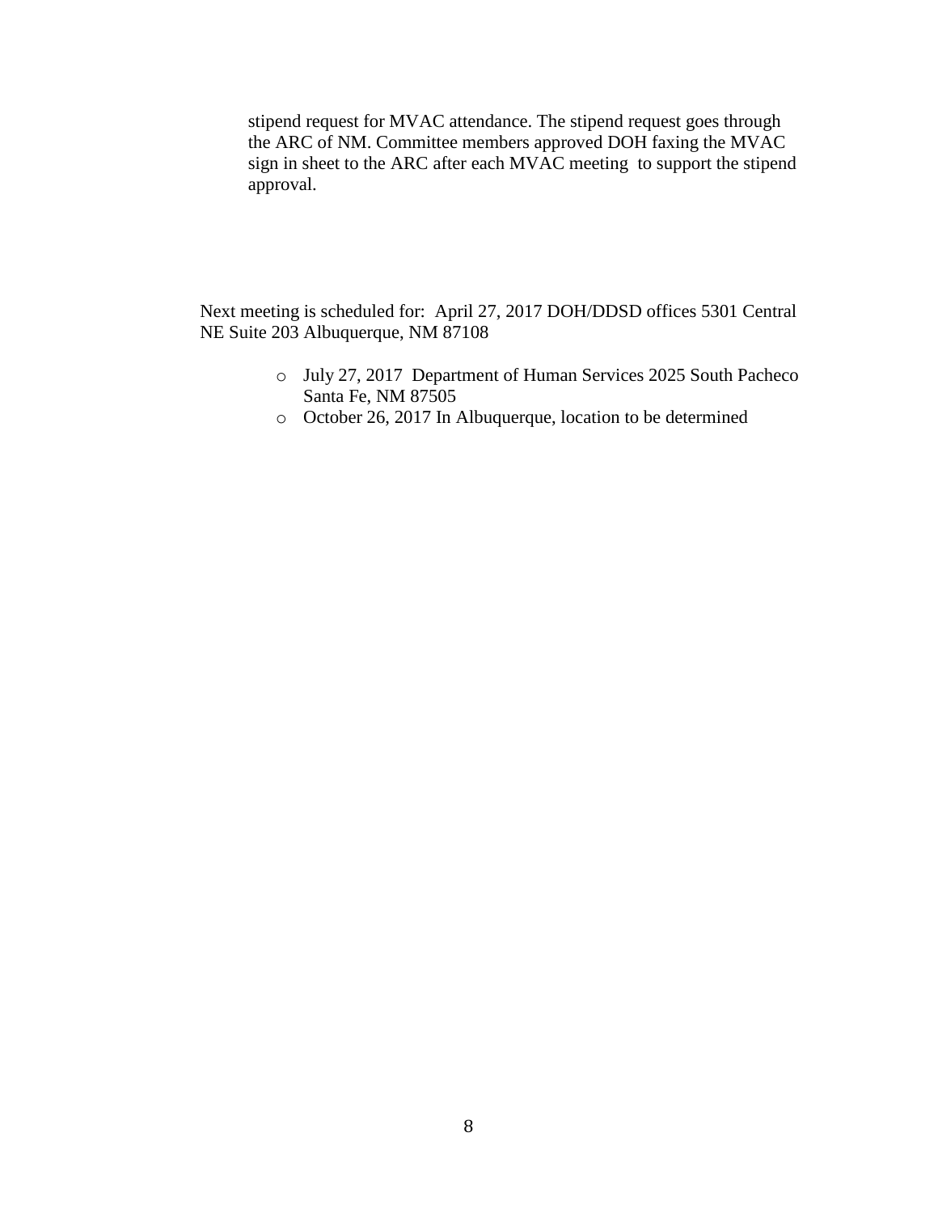stipend request for MVAC attendance. The stipend request goes through the ARC of NM. Committee members approved DOH faxing the MVAC sign in sheet to the ARC after each MVAC meeting  to support the stipend approval.

Next meeting is scheduled for:  April 27, 2017 DOH/DDSD offices 5301 Central NE Suite 203 Albuquerque, NM 87108

- July 27, 2017  Department of Human Services 2025 South Pacheco Santa Fe, NM 87505
- October 26, 2017 In Albuquerque, location to be determined